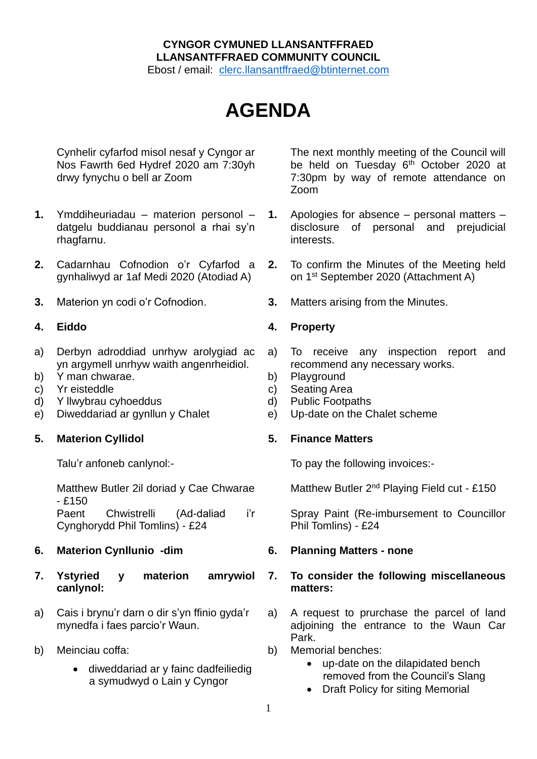**CYNGOR CYMUNED LLANSANTFFRAED**
**LLANSANTFFRAED COMMUNITY COUNCIL**
Ebost / email: clerc.llansantffraed@btinternet.com

# AGENDA

Cynhelir cyfarfod misol nesaf y Cyngor ar Nos Fawrth 6ed Hydref 2020 am 7:30yh drwy fynychu o bell ar Zoom

1. Ymddiheuriadau – materion personol – datgelu buddianau personol a rhai sy'n rhagfarnu.

2. Cadarnhau Cofnodion o'r Cyfarfod a gynhaliwyd ar 1af Medi 2020 (Atodiad A)

3. Materion yn codi o'r Cofnodion.

4. **Eiddo**

   a) Derbyn adroddiad unrhyw arolygiad ac yn argymell unrhyw waith angenrheidiol.
   b) Y man chwarae.
   c) Yr eisteddle
   d) Y llwybrau cyhoeddus
   e) Diweddariad ar gynllun y Chalet

5. **Materion Cyllidol**

   Talu'r anfoneb canlynol:-

   Matthew Butler 2il doriad y Cae Chwarae - £150
   Paent Chwistrelli (Ad-daliad i'r Cynghorydd Phil Tomlins) - £24

6. **Materion Cynllunio -dim**

7. **Ystyried y materion amrywiol canlynol:**

   a) Cais i brynu'r darn o dir s'yn ffinio gyda'r mynedfa i faes parcio'r Waun.

   b) Meinciau coffa:

      - diweddariad ar y fainc dadfeiliedig a symudwyd o Lain y Cyngor

---

The next monthly meeting of the Council will be held on Tuesday 6th October 2020 at 7:30pm by way of remote attendance on Zoom

1. Apologies for absence – personal matters – disclosure of personal and prejudicial interests.

2. To confirm the Minutes of the Meeting held on 1st September 2020 (Attachment A)

3. Matters arising from the Minutes.

4. **Property**

   a) To receive any inspection report and recommend any necessary works.
   b) Playground
   c) Seating Area
   d) Public Footpaths
   e) Up-date on the Chalet scheme

5. **Finance Matters**

   To pay the following invoices:-

   Matthew Butler 2nd Playing Field cut - £150

   Spray Paint (Re-imbursement to Councillor Phil Tomlins) - £24

6. **Planning Matters - none**

7. **To consider the following miscellaneous matters:**

   a) A request to prurchase the parcel of land adjoining the entrance to the Waun Car Park.

   b) Memorial benches:

      - up-date on the dilapidated bench removed from the Council's Slang
      - Draft Policy for siting Memorial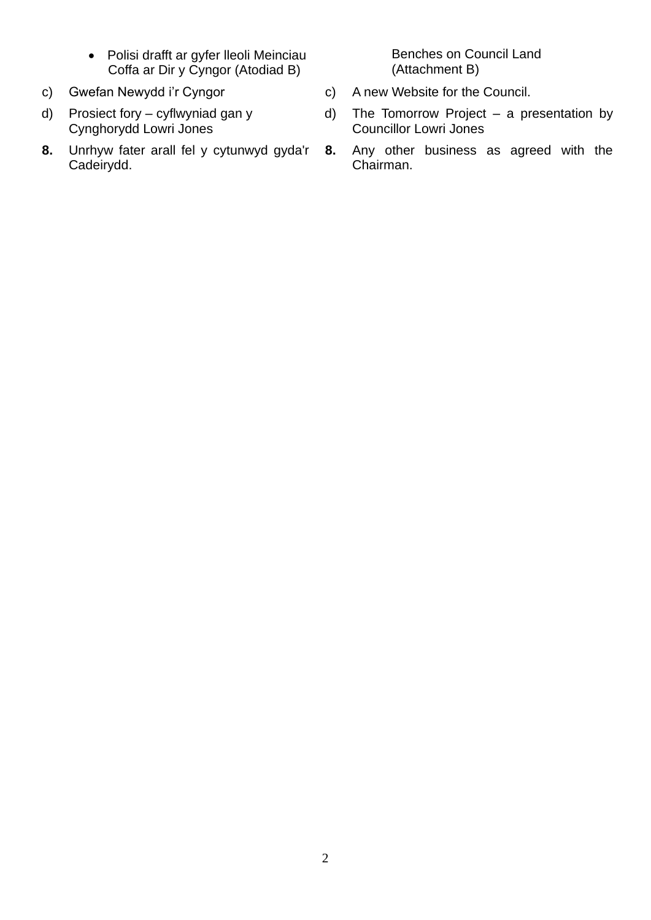- Polisi drafft ar gyfer lleoli Meinciau Coffa ar Dir y Cyngor (Atodiad B)

c) Gwefan Newydd i'r Cyngor

d) Prosiect fory – cyflwyniad gan y Cynghorydd Lowri Jones

**8.** Unrhyw fater arall fel y cytunwyd gyda'r Cadeirydd.

Benches on Council Land (Attachment B)

c) A new Website for the Council.

d) The Tomorrow Project – a presentation by Councillor Lowri Jones

**8.** Any other business as agreed with the Chairman.